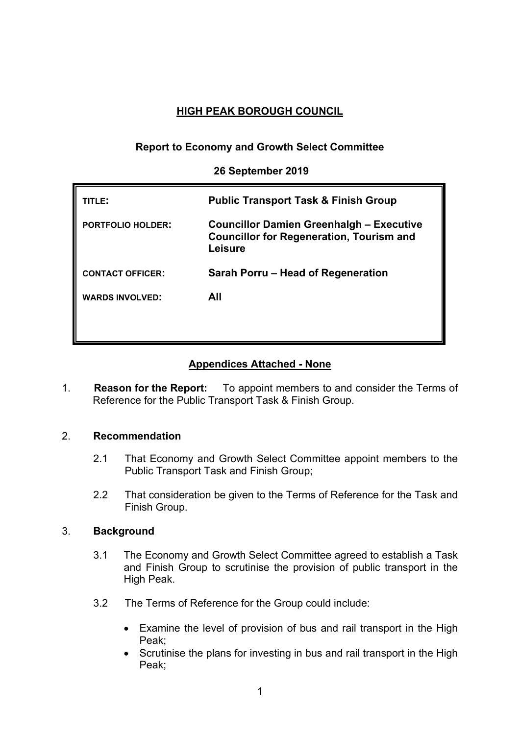# HIGH PEAK BOROUGH COUNCIL

**Report to Economy and Growth Select Committee**

**26 September 2019**

| | |
|---|---|
| **TITLE:** | **Public Transport Task & Finish Group** |
| **PORTFOLIO HOLDER:** | **Councillor Damien Greenhalgh – Executive Councillor for Regeneration, Tourism and Leisure** |
| **CONTACT OFFICER:** | **Sarah Porru – Head of Regeneration** |
| **WARDS INVOLVED:** | **All** |

**Appendices Attached - None**

1. **Reason for the Report:** To appoint members to and consider the Terms of Reference for the Public Transport Task & Finish Group.

2. **Recommendation**

   2.1 That Economy and Growth Select Committee appoint members to the Public Transport Task and Finish Group;

   2.2 That consideration be given to the Terms of Reference for the Task and Finish Group.

3. **Background**

   3.1 The Economy and Growth Select Committee agreed to establish a Task and Finish Group to scrutinise the provision of public transport in the High Peak.

   3.2 The Terms of Reference for the Group could include:

   - Examine the level of provision of bus and rail transport in the High Peak;
   - Scrutinise the plans for investing in bus and rail transport in the High Peak;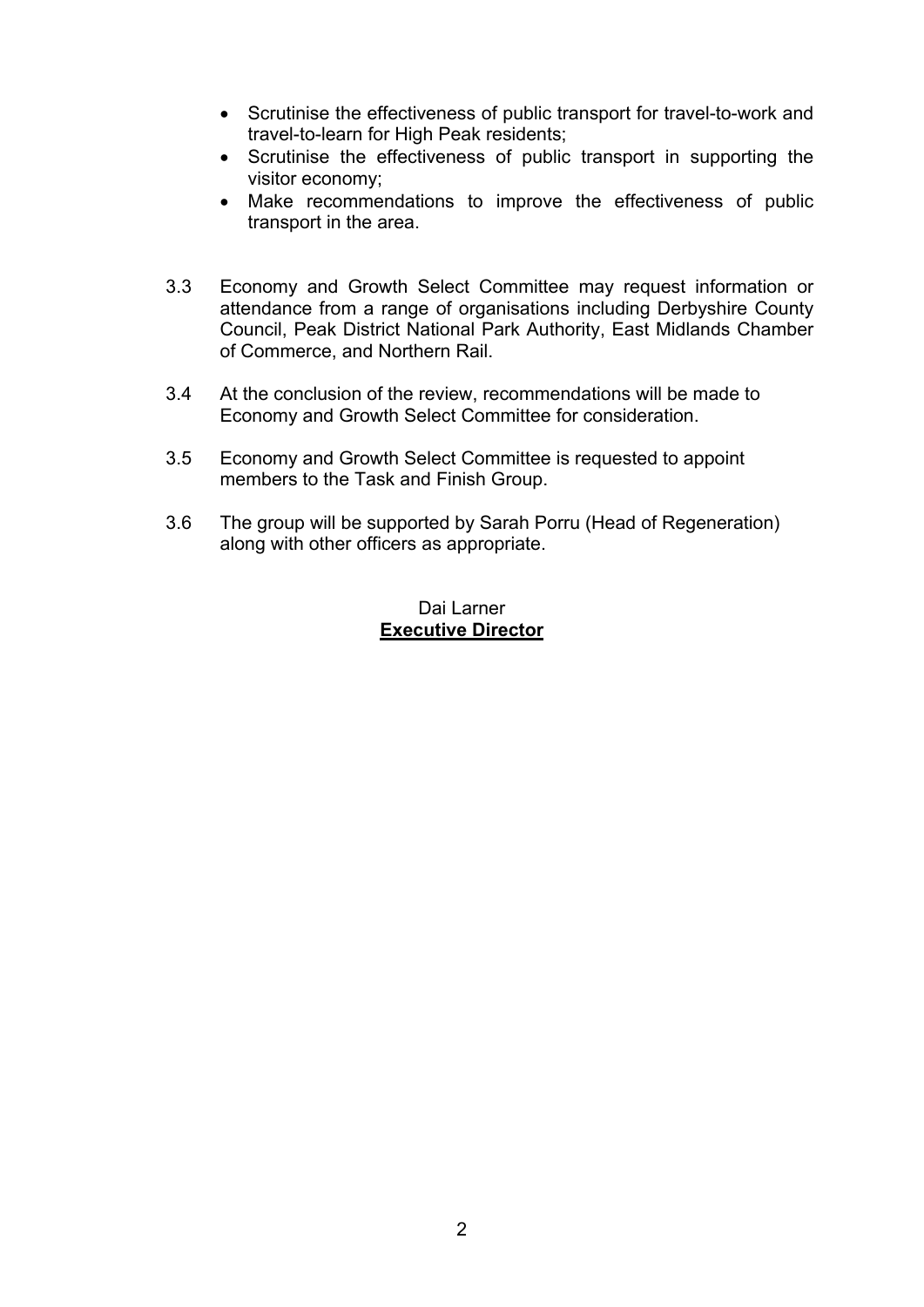- Scrutinise the effectiveness of public transport for travel-to-work and travel-to-learn for High Peak residents;
- Scrutinise the effectiveness of public transport in supporting the visitor economy;
- Make recommendations to improve the effectiveness of public transport in the area.

3.3 Economy and Growth Select Committee may request information or attendance from a range of organisations including Derbyshire County Council, Peak District National Park Authority, East Midlands Chamber of Commerce, and Northern Rail.

3.4 At the conclusion of the review, recommendations will be made to Economy and Growth Select Committee for consideration.

3.5 Economy and Growth Select Committee is requested to appoint members to the Task and Finish Group.

3.6 The group will be supported by Sarah Porru (Head of Regeneration) along with other officers as appropriate.

Dai Larner
**Executive Director**